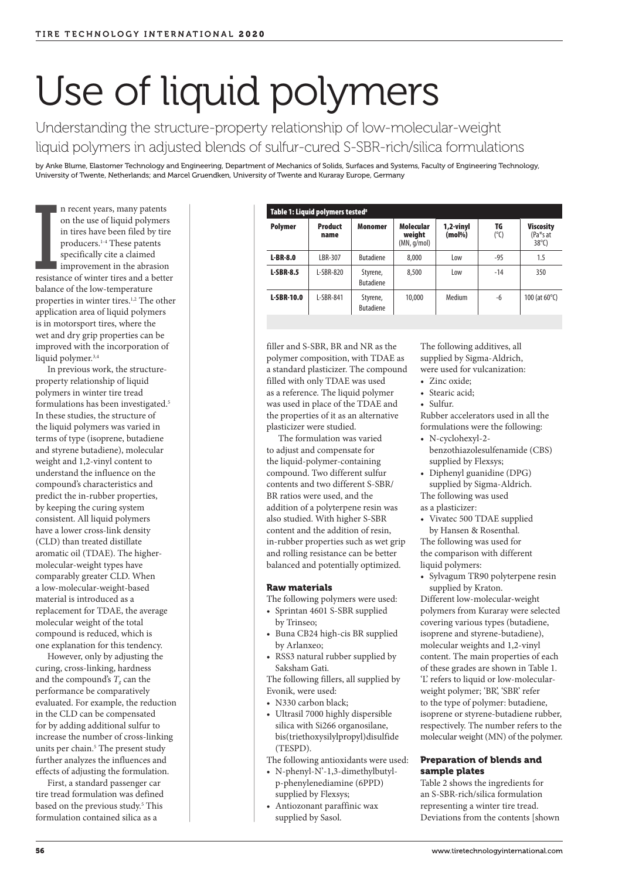# Use of liquid polymers

Understanding the structure-property relationship of low-molecular-weight liquid polymers in adjusted blends of sulfur-cured S-SBR-rich/silica formulations

by Anke Blume, Elastomer Technology and Engineering, Department of Mechanics of Solids, Surfaces and Systems, Faculty of Engineering Technology, University of Twente, Netherlands; and Marcel Gruendken, University of Twente and Kuraray Europe, Germany

In recent years, many patents on the use of liquid polymers in tires have been filed by tire producers.[1-4] These patents specifically cite a claimed improvement in the abrasion resistance of winter tires and a better balance of the low-temperature properties in winter tires.[1,2] The other application area of liquid polymers is in motorsport tires, where the wet and dry grip properties can be improved with the incorporation of liquid polymer.[3,4]

In previous work, the structure-property relationship of liquid polymers in winter tire tread formulations has been investigated.[5] In these studies, the structure of the liquid polymers was varied in terms of type (isoprene, butadiene and styrene butadiene), molecular weight and 1,2-vinyl content to understand the influence on the compound's characteristics and predict the in-rubber properties, by keeping the curing system consistent. All liquid polymers have a lower cross-link density (CLD) than treated distillate aromatic oil (TDAE). The higher-molecular-weight types have comparably greater CLD. When a low-molecular-weight-based material is introduced as a replacement for TDAE, the average molecular weight of the total compound is reduced, which is one explanation for this tendency.

However, only by adjusting the curing, cross-linking, hardness and the compound's $T_g$ can the performance be comparatively evaluated. For example, the reduction in the CLD can be compensated for by adding additional sulfur to increase the number of cross-linking units per chain.[5] The present study further analyzes the influences and effects of adjusting the formulation.

First, a standard passenger car tire tread formulation was defined based on the previous study.[5] This formulation contained silica as a filler and S-SBR, BR and NR as the polymer composition, with TDAE as a standard plasticizer. The compound filled with only TDAE was used as a reference. The liquid polymer was used in place of the TDAE and the properties of it as an alternative plasticizer were studied.

The formulation was varied to adjust and compensate for the liquid-polymer-containing compound. Two different sulfur contents and two different S-SBR/BR ratios were used, and the addition of a polyterpene resin was also studied. With higher S-SBR content and the addition of resin, in-rubber properties such as wet grip and rolling resistance can be better balanced and potentially optimized.

**Table 1: Liquid polymers tested[8]**

| Polymer | Product name | Monomer | Molecular weight (MN, g/mol) | 1,2-vinyl (mol%) | TG (°C) | Viscosity (Pa*s at 38°C) |
|---|---|---|---|---|---|---|
| **L-BR-8.0** | LBR-307 | Butadiene | 8,000 | Low | -95 | 1.5 |
| **L-SBR-8.5** | L-SBR-820 | Styrene, Butadiene | 8,500 | Low | -14 | 350 |
| **L-SBR-10.0** | L-SBR-841 | Styrene, Butadiene | 10,000 | Medium | -6 | 100 (at 60°C) |

### Raw materials

The following polymers were used:

- Sprintan 4601 S-SBR supplied by Trinseo;
- Buna CB24 high-cis BR supplied by Arlanxeo;
- RSS3 natural rubber supplied by Saksham Gati.

The following fillers, all supplied by Evonik, were used:

- N330 carbon black;
- Ultrasil 7000 highly dispersible silica with Si266 organosilane, bis(triethoxysilylpropyl)disulfide (TESPD).

The following antioxidants were used:

- N-phenyl-N'-1,3-dimethylbutyl-p-phenylenediamine (6PPD) supplied by Flexsys;
- Antiozonant paraffinic wax supplied by Sasol.

The following additives, all supplied by Sigma-Aldrich, were used for vulcanization:

- Zinc oxide;
- Stearic acid;
- Sulfur.

Rubber accelerators used in all the formulations were the following:

- N-cyclohexyl-2-benzothiazolesulfenamide (CBS) supplied by Flexsys;
- Diphenyl guanidine (DPG) supplied by Sigma-Aldrich.

The following was used as a plasticizer:

- Vivatec 500 TDAE supplied by Hansen & Rosenthal.

The following was used for the comparison with different liquid polymers:

- Sylvagum TR90 polyterpene resin supplied by Kraton.

Different low-molecular-weight polymers from Kuraray were selected covering various types (butadiene, isoprene and styrene-butadiene), molecular weights and 1,2-vinyl content. The main properties of each of these grades are shown in Table 1. 'L' refers to liquid or low-molecular-weight polymer; 'BR', 'SBR' refer to the type of polymer: butadiene, isoprene or styrene-butadiene rubber, respectively. The number refers to the molecular weight (MN) of the polymer.

### Preparation of blends and sample plates

Table 2 shows the ingredients for an S-SBR-rich/silica formulation representing a winter tire tread. Deviations from the contents [shown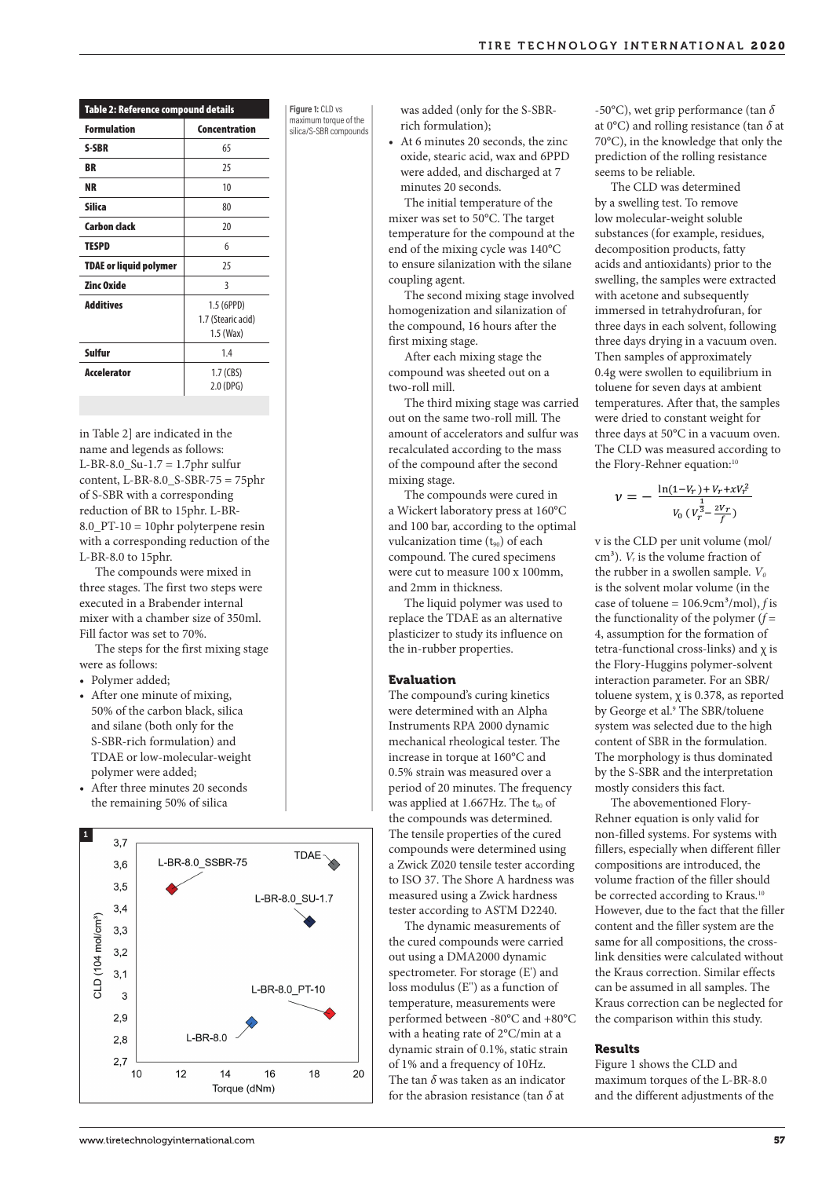**Table 2: Reference compound details**

| Formulation | Concentration |
|---|---|
| S-SBR | 65 |
| BR | 25 |
| NR | 10 |
| Silica | 80 |
| Carbon clack | 20 |
| TESPD | 6 |
| TDAE or liquid polymer | 25 |
| Zinc Oxide | 3 |
| Additives | 1.5 (6PPD)<br>1.7 (Stearic acid)<br>1.5 (Wax) |
| Sulfur | 1.4 |
| Accelerator | 1.7 (CBS)<br>2.0 (DPG) |

in Table 2] are indicated in the name and legends as follows: L-BR-8.0_Su-1.7 = 1.7phr sulfur content, L-BR-8.0_S-SBR-75 = 75phr of S-SBR with a corresponding reduction of BR to 15phr. L-BR-8.0_PT-10 = 10phr polyterpene resin with a corresponding reduction of the L-BR-8.0 to 15phr.

The compounds were mixed in three stages. The first two steps were executed in a Brabender internal mixer with a chamber size of 350ml. Fill factor was set to 70%.

The steps for the first mixing stage were as follows:

- Polymer added;
- After one minute of mixing, 50% of the carbon black, silica and silane (both only for the S-SBR-rich formulation) and TDAE or low-molecular-weight polymer were added;
- After three minutes 20 seconds the remaining 50% of silica was added (only for the S-SBR-rich formulation);
- At 6 minutes 20 seconds, the zinc oxide, stearic acid, wax and 6PPD were added, and discharged at 7 minutes 20 seconds.

The initial temperature of the mixer was set to 50°C. The target temperature for the compound at the end of the mixing cycle was 140°C to ensure silanization with the silane coupling agent.

The second mixing stage involved homogenization and silanization of the compound, 16 hours after the first mixing stage.

After each mixing stage the compound was sheeted out on a two-roll mill.

The third mixing stage was carried out on the same two-roll mill. The amount of accelerators and sulfur was recalculated according to the mass of the compound after the second mixing stage.

The compounds were cured in a Wickert laboratory press at 160°C and 100 bar, according to the optimal vulcanization time ($t_{90}$) of each compound. The cured specimens were cut to measure 100 x 100mm, and 2mm in thickness.

The liquid polymer was used to replace the TDAE as an alternative plasticizer to study its influence on the in-rubber properties.

## Evaluation

The compound's curing kinetics were determined with an Alpha Instruments RPA 2000 dynamic mechanical rheological tester. The increase in torque at 160°C and 0.5% strain was measured over a period of 20 minutes. The frequency was applied at 1.667Hz. The $t_{90}$ of the compounds was determined. The tensile properties of the cured compounds were determined using a Zwick Z020 tensile tester according to ISO 37. The Shore A hardness was measured using a Zwick hardness tester according to ASTM D2240.

The dynamic measurements of the cured compounds were carried out using a DMA2000 dynamic spectrometer. For storage (E') and loss modulus (E") as a function of temperature, measurements were performed between -80°C and +80°C with a heating rate of 2°C/min at a dynamic strain of 0.1%, static strain of 1% and a frequency of 10Hz. The tan $\delta$ was taken as an indicator for the abrasion resistance (tan $\delta$ at -50°C), wet grip performance (tan $\delta$ at 0°C) and rolling resistance (tan $\delta$ at 70°C), in the knowledge that only the prediction of the rolling resistance seems to be reliable.

The CLD was determined by a swelling test. To remove low molecular-weight soluble substances (for example, residues, decomposition products, fatty acids and antioxidants) prior to the swelling, the samples were extracted with acetone and subsequently immersed in tetrahydrofuran, for three days in each solvent, following three days drying in a vacuum oven. Then samples of approximately 0.4g were swollen to equilibrium in toluene for seven days at ambient temperatures. After that, the samples were dried to constant weight for three days at 50°C in a vacuum oven. The CLD was measured according to the Flory-Rehner equation:[10]

$$\nu = -\frac{\ln(1-V_r) + V_r + \chi V_r^2}{V_0\left(V_r^{\frac{1}{3}} - \frac{2V_r}{f}\right)}$$

v is the CLD per unit volume (mol/cm³). $V_r$ is the volume fraction of the rubber in a swollen sample. $V_0$ is the solvent molar volume (in the case of toluene = 106.9cm³/mol), $f$ is the functionality of the polymer ($f$ = 4, assumption for the formation of tetra-functional cross-links) and $\chi$ is the Flory-Huggins polymer-solvent interaction parameter. For an SBR/toluene system, $\chi$ is 0.378, as reported by George et al.[9] The SBR/toluene system was selected due to the high content of SBR in the formulation. The morphology is thus dominated by the S-SBR and the interpretation mostly considers this fact.

The abovementioned Flory-Rehner equation is only valid for non-filled systems. For systems with fillers, especially when different filler compositions are introduced, the volume fraction of the filler should be corrected according to Kraus.[10] However, due to the fact that the filler content and the filler system are the same for all compositions, the cross-link densities were calculated without the Kraus correction. Similar effects can be assumed in all samples. The Kraus correction can be neglected for the comparison within this study.

## Results

Figure 1 shows the CLD and maximum torques of the L-BR-8.0 and the different adjustments of the

Figure 1: CLD vs maximum torque of the silica/S-SBR compounds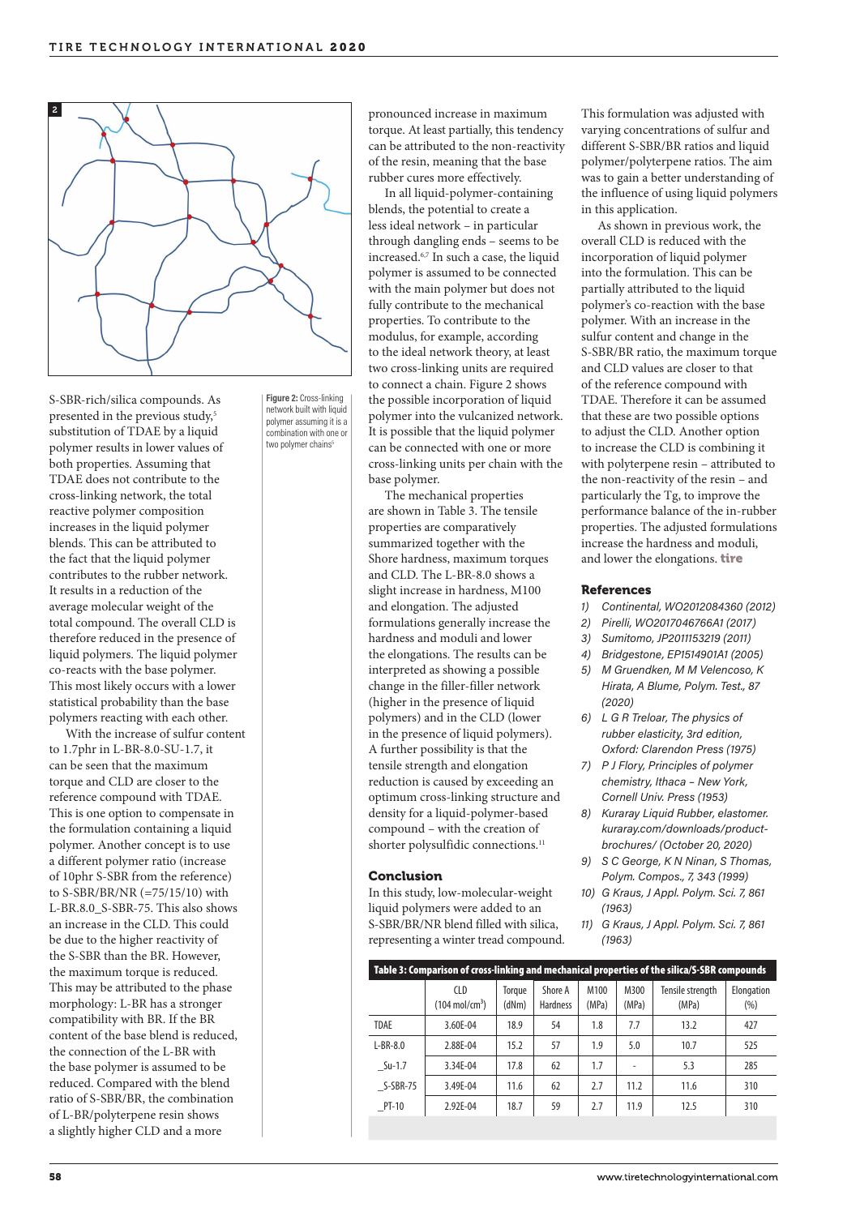Figure 2: Cross-linking network built with liquid polymer assuming it is a combination with one or two polymer chains[5]

S-SBR-rich/silica compounds. As presented in the previous study,[5] substitution of TDAE by a liquid polymer results in lower values of both properties. Assuming that TDAE does not contribute to the cross-linking network, the total reactive polymer composition increases in the liquid polymer blends. This can be attributed to the fact that the liquid polymer contributes to the rubber network. It results in a reduction of the average molecular weight of the total compound. The overall CLD is therefore reduced in the presence of liquid polymers. The liquid polymer co-reacts with the base polymer. This most likely occurs with a lower statistical probability than the base polymers reacting with each other.

With the increase of sulfur content to 1.7phr in L-BR-8.0-SU-1.7, it can be seen that the maximum torque and CLD are closer to the reference compound with TDAE. This is one option to compensate in the formulation containing a liquid polymer. Another concept is to use a different polymer ratio (increase of 10phr S-SBR from the reference) to S-SBR/BR/NR (=75/15/10) with L-BR.8.0_S-SBR-75. This also shows an increase in the CLD. This could be due to the higher reactivity of the S-SBR than the BR. However, the maximum torque is reduced. This may be attributed to the phase morphology: L-BR has a stronger compatibility with BR. If the BR content of the base blend is reduced, the connection of the L-BR with the base polymer is assumed to be reduced. Compared with the blend ratio of S-SBR/BR, the combination of L-BR/polyterpene resin shows a slightly higher CLD and a more pronounced increase in maximum torque. At least partially, this tendency can be attributed to the non-reactivity of the resin, meaning that the base rubber cures more effectively.

In all liquid-polymer-containing blends, the potential to create a less ideal network – in particular through dangling ends – seems to be increased.[6,7] In such a case, the liquid polymer is assumed to be connected with the main polymer but does not fully contribute to the mechanical properties. To contribute to the modulus, for example, according to the ideal network theory, at least two cross-linking units are required to connect a chain. Figure 2 shows the possible incorporation of liquid polymer into the vulcanized network. It is possible that the liquid polymer can be connected with one or more cross-linking units per chain with the base polymer.

The mechanical properties are shown in Table 3. The tensile properties are comparatively summarized together with the Shore hardness, maximum torques and CLD. The L-BR-8.0 shows a slight increase in hardness, M100 and elongation. The adjusted formulations generally increase the hardness and moduli and lower the elongations. The results can be interpreted as showing a possible change in the filler-filler network (higher in the presence of liquid polymers) and in the CLD (lower in the presence of liquid polymers). A further possibility is that the tensile strength and elongation reduction is caused by exceeding an optimum cross-linking structure and density for a liquid-polymer-based compound – with the creation of shorter polysulfidic connections.[11]

## Conclusion

In this study, low-molecular-weight liquid polymers were added to an S-SBR/BR/NR blend filled with silica, representing a winter tread compound. This formulation was adjusted with varying concentrations of sulfur and different S-SBR/BR ratios and liquid polymer/polyterpene ratios. The aim was to gain a better understanding of the influence of using liquid polymers in this application.

As shown in previous work, the overall CLD is reduced with the incorporation of liquid polymer into the formulation. This can be partially attributed to the liquid polymer's co-reaction with the base polymer. With an increase in the sulfur content and change in the S-SBR/BR ratio, the maximum torque and CLD values are closer to that of the reference compound with TDAE. Therefore it can be assumed that these are two possible options to adjust the CLD. Another option to increase the CLD is combining it with polyterpene resin – attributed to the non-reactivity of the resin – and particularly the Tg, to improve the performance balance of the in-rubber properties. The adjusted formulations increase the hardness and moduli, and lower the elongations. **tire**

## References

1) *Continental, WO2012084360 (2012)*
2) *Pirelli, WO2017046766A1 (2017)*
3) *Sumitomo, JP2011153219 (2011)*
4) *Bridgestone, EP1514901A1 (2005)*
5) *M Gruendken, M M Velencoso, K Hirata, A Blume, Polym. Test., 87 (2020)*
6) *L G R Treloar, The physics of rubber elasticity, 3rd edition, Oxford: Clarendon Press (1975)*
7) *P J Flory, Principles of polymer chemistry, Ithaca – New York, Cornell Univ. Press (1953)*
8) *Kuraray Liquid Rubber, elastomer. kuraray.com/downloads/product-brochures/ (October 20, 2020)*
9) *S C George, K N Ninan, S Thomas, Polym. Compos., 7, 343 (1999)*
10) *G Kraus, J Appl. Polym. Sci. 7, 861 (1963)*
11) *G Kraus, J Appl. Polym. Sci. 7, 861 (1963)*

**Table 3: Comparison of cross-linking and mechanical properties of the silica/S-SBR compounds**

| | CLD (104 mol/cm$^3$) | Torque (dNm) | Shore A Hardness | M100 (MPa) | M300 (MPa) | Tensile strength (MPa) | Elongation (%) |
|---|---|---|---|---|---|---|---|
| TDAE | 3.60E-04 | 18.9 | 54 | 1.8 | 7.7 | 13.2 | 427 |
| L-BR-8.0 | 2.88E-04 | 15.2 | 57 | 1.9 | 5.0 | 10.7 | 525 |
| _Su-1.7 | 3.34E-04 | 17.8 | 62 | 1.7 | - | 5.3 | 285 |
| _S-SBR-75 | 3.49E-04 | 11.6 | 62 | 2.7 | 11.2 | 11.6 | 310 |
| _PT-10 | 2.92E-04 | 18.7 | 59 | 2.7 | 11.9 | 12.5 | 310 |